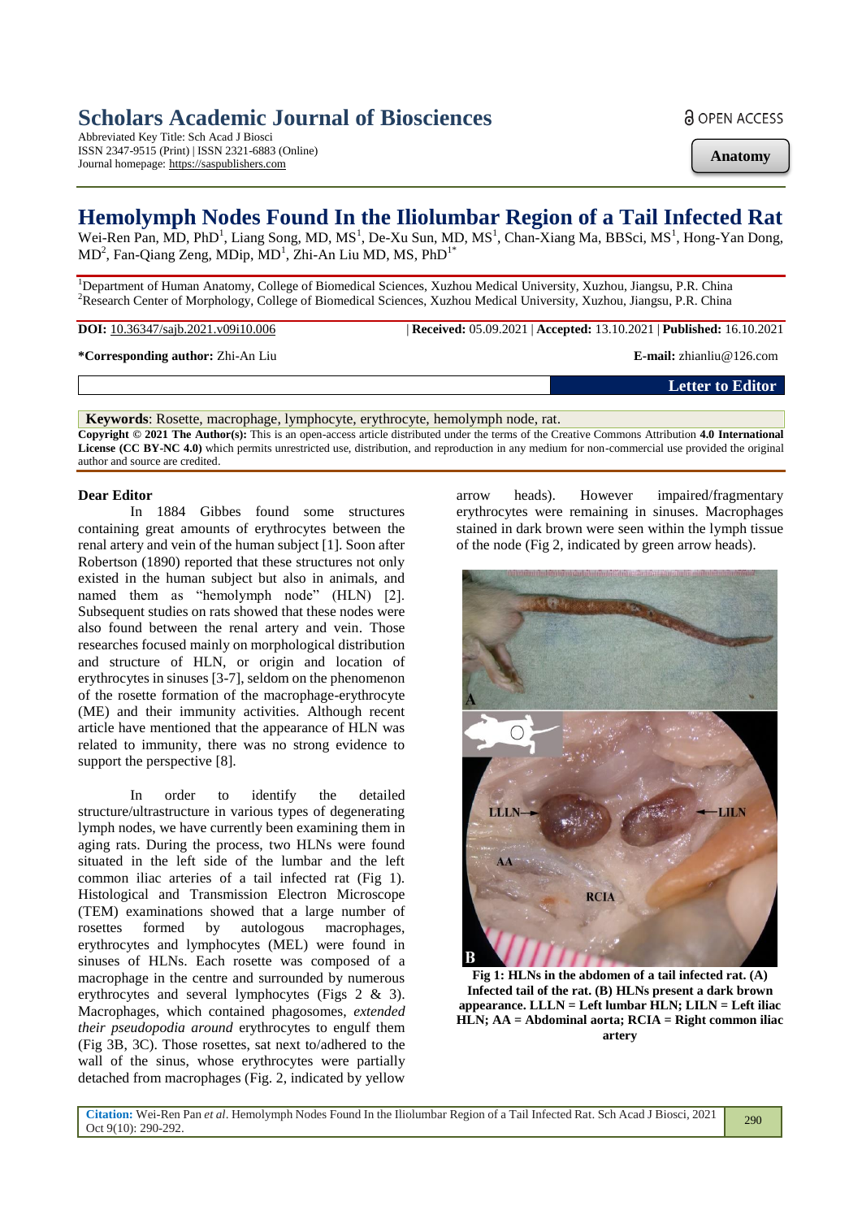# Scholars Academic Journal of Biosciences

Abbreviated Key Title: Sch Acad J Biosci
ISSN 2347-9515 (Print) | ISSN 2321-6883 (Online)
Journal homepage: https://saspublishers.com

OPEN ACCESS

**Anatomy**

# Hemolymph Nodes Found In the Iliolumbar Region of a Tail Infected Rat

Wei-Ren Pan, MD, PhD[1], Liang Song, MD, MS[1], De-Xu Sun, MD, MS[1], Chan-Xiang Ma, BBSci, MS[1], Hong-Yan Dong, MD[2], Fan-Qiang Zeng, MDip, MD[1], Zhi-An Liu MD, MS, PhD[1*]

[1]Department of Human Anatomy, College of Biomedical Sciences, Xuzhou Medical University, Xuzhou, Jiangsu, P.R. China
[2]Research Center of Morphology, College of Biomedical Sciences, Xuzhou Medical University, Xuzhou, Jiangsu, P.R. China

**DOI:** 10.36347/sajb.2021.v09i10.006 | **Received:** 05.09.2021 | **Accepted:** 13.10.2021 | **Published:** 16.10.2021

**\*Corresponding author:** Zhi-An Liu **E-mail:** zhianliu@126.com

**Letter to Editor**

**Keywords**: Rosette, macrophage, lymphocyte, erythrocyte, hemolymph node, rat.

**Copyright © 2021 The Author(s):** This is an open-access article distributed under the terms of the Creative Commons Attribution **4.0 International License (CC BY-NC 4.0)** which permits unrestricted use, distribution, and reproduction in any medium for non-commercial use provided the original author and source are credited.

**Dear Editor**

In 1884 Gibbes found some structures containing great amounts of erythrocytes between the renal artery and vein of the human subject [1]. Soon after Robertson (1890) reported that these structures not only existed in the human subject but also in animals, and named them as "hemolymph node" (HLN) [2]. Subsequent studies on rats showed that these nodes were also found between the renal artery and vein. Those researches focused mainly on morphological distribution and structure of HLN, or origin and location of erythrocytes in sinuses [3-7], seldom on the phenomenon of the rosette formation of the macrophage-erythrocyte (ME) and their immunity activities. Although recent article have mentioned that the appearance of HLN was related to immunity, there was no strong evidence to support the perspective [8].

In order to identify the detailed structure/ultrastructure in various types of degenerating lymph nodes, we have currently been examining them in aging rats. During the process, two HLNs were found situated in the left side of the lumbar and the left common iliac arteries of a tail infected rat (Fig 1). Histological and Transmission Electron Microscope (TEM) examinations showed that a large number of rosettes formed by autologous macrophages, erythrocytes and lymphocytes (MEL) were found in sinuses of HLNs. Each rosette was composed of a macrophage in the centre and surrounded by numerous erythrocytes and several lymphocytes (Figs 2 & 3). Macrophages, which contained phagosomes, *extended their pseudopodia around* erythrocytes to engulf them (Fig 3B, 3C). Those rosettes, sat next to/adhered to the wall of the sinus, whose erythrocytes were partially detached from macrophages (Fig. 2, indicated by yellow arrow heads). However impaired/fragmentary erythrocytes were remaining in sinuses. Macrophages stained in dark brown were seen within the lymph tissue of the node (Fig 2, indicated by green arrow heads).

**Fig 1: HLNs in the abdomen of a tail infected rat. (A) Infected tail of the rat. (B) HLNs present a dark brown appearance. LLLN = Left lumbar HLN; LILN = Left iliac HLN; AA = Abdominal aorta; RCIA = Right common iliac artery**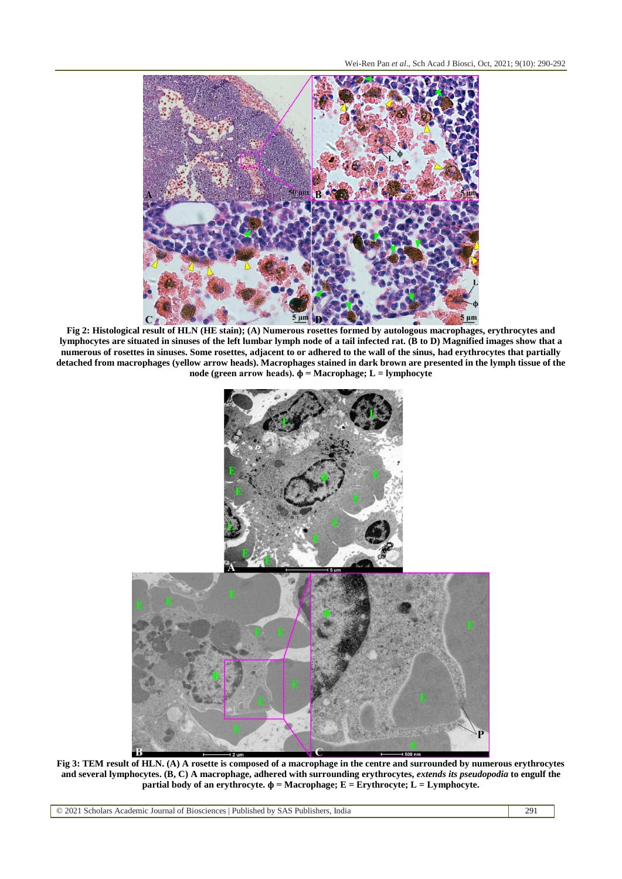**Fig 2: Histological result of HLN (HE stain); (A) Numerous rosettes formed by autologous macrophages, erythrocytes and lymphocytes are situated in sinuses of the left lumbar lymph node of a tail infected rat. (B to D) Magnified images show that a numerous of rosettes in sinuses. Some rosettes, adjacent to or adhered to the wall of the sinus, had erythrocytes that partially detached from macrophages (yellow arrow heads). Macrophages stained in dark brown are presented in the lymph tissue of the node (green arrow heads). ɸ = Macrophage; L = lymphocyte**

**Fig 3: TEM result of HLN. (A) A rosette is composed of a macrophage in the centre and surrounded by numerous erythrocytes and several lymphocytes. (B, C) A macrophage, adhered with surrounding erythrocytes, *extends its pseudopodia* to engulf the partial body of an erythrocyte. ɸ = Macrophage; E = Erythrocyte; L = Lymphocyte.**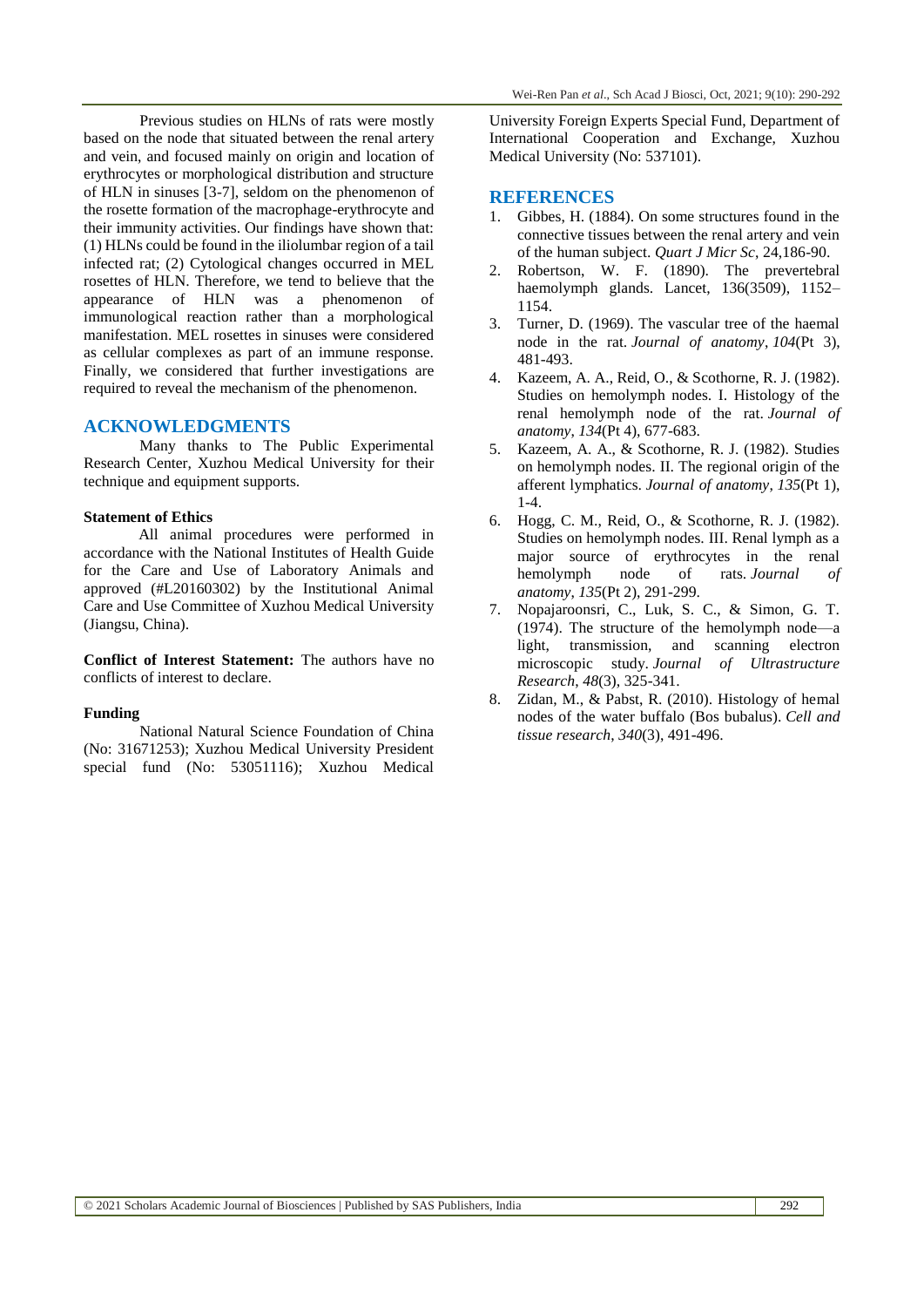Previous studies on HLNs of rats were mostly based on the node that situated between the renal artery and vein, and focused mainly on origin and location of erythrocytes or morphological distribution and structure of HLN in sinuses [3-7], seldom on the phenomenon of the rosette formation of the macrophage-erythrocyte and their immunity activities. Our findings have shown that: (1) HLNs could be found in the iliolumbar region of a tail infected rat; (2) Cytological changes occurred in MEL rosettes of HLN. Therefore, we tend to believe that the appearance of HLN was a phenomenon of immunological reaction rather than a morphological manifestation. MEL rosettes in sinuses were considered as cellular complexes as part of an immune response. Finally, we considered that further investigations are required to reveal the mechanism of the phenomenon.

## ACKNOWLEDGMENTS

Many thanks to The Public Experimental Research Center, Xuzhou Medical University for their technique and equipment supports.

**Statement of Ethics**

All animal procedures were performed in accordance with the National Institutes of Health Guide for the Care and Use of Laboratory Animals and approved (#L20160302) by the Institutional Animal Care and Use Committee of Xuzhou Medical University (Jiangsu, China).

**Conflict of Interest Statement:** The authors have no conflicts of interest to declare.

**Funding**

National Natural Science Foundation of China (No: 31671253); Xuzhou Medical University President special fund (No: 53051116); Xuzhou Medical University Foreign Experts Special Fund, Department of International Cooperation and Exchange, Xuzhou Medical University (No: 537101).

## REFERENCES

1. Gibbes, H. (1884). On some structures found in the connective tissues between the renal artery and vein of the human subject. *Quart J Micr Sc*, 24,186-90.
2. Robertson, W. F. (1890). The prevertebral haemolymph glands. Lancet, 136(3509), 1152–1154.
3. Turner, D. (1969). The vascular tree of the haemal node in the rat. *Journal of anatomy*, *104*(Pt 3), 481-493.
4. Kazeem, A. A., Reid, O., & Scothorne, R. J. (1982). Studies on hemolymph nodes. I. Histology of the renal hemolymph node of the rat. *Journal of anatomy*, *134*(Pt 4), 677-683.
5. Kazeem, A. A., & Scothorne, R. J. (1982). Studies on hemolymph nodes. II. The regional origin of the afferent lymphatics. *Journal of anatomy*, *135*(Pt 1), 1-4.
6. Hogg, C. M., Reid, O., & Scothorne, R. J. (1982). Studies on hemolymph nodes. III. Renal lymph as a major source of erythrocytes in the renal hemolymph node of rats. *Journal of anatomy*, *135*(Pt 2), 291-299.
7. Nopajaroonsri, C., Luk, S. C., & Simon, G. T. (1974). The structure of the hemolymph node—a light, transmission, and scanning electron microscopic study. *Journal of Ultrastructure Research*, *48*(3), 325-341.
8. Zidan, M., & Pabst, R. (2010). Histology of hemal nodes of the water buffalo (Bos bubalus). *Cell and tissue research*, *340*(3), 491-496.